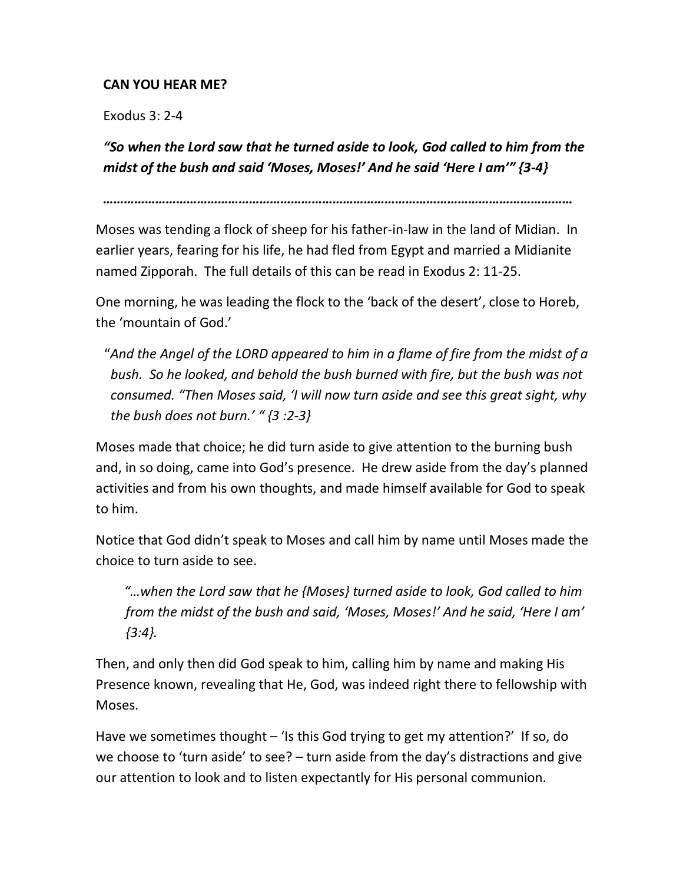**CAN YOU HEAR ME?**

Exodus 3: 2-4

***"So when the Lord saw that he turned aside to look, God called to him from the midst of the bush and said 'Moses, Moses!' And he said 'Here I am'" {3-4}***

***……………………………………………………………………………………………………………***

Moses was tending a flock of sheep for his father-in-law in the land of Midian. In earlier years, fearing for his life, he had fled from Egypt and married a Midianite named Zipporah. The full details of this can be read in Exodus 2: 11-25.

One morning, he was leading the flock to the 'back of the desert', close to Horeb, the 'mountain of God.'

> "*And the Angel of the LORD appeared to him in a flame of fire from the midst of a bush. So he looked, and behold the bush burned with fire, but the bush was not consumed. "Then Moses said, 'I will now turn aside and see this great sight, why the bush does not burn.' " {3 :2-3}*

Moses made that choice; he did turn aside to give attention to the burning bush and, in so doing, came into God's presence. He drew aside from the day's planned activities and from his own thoughts, and made himself available for God to speak to him.

Notice that God didn't speak to Moses and call him by name until Moses made the choice to turn aside to see.

> *"…when the Lord saw that he {Moses} turned aside to look, God called to him from the midst of the bush and said, 'Moses, Moses!' And he said, 'Here I am' {3:4}.*

Then, and only then did God speak to him, calling him by name and making His Presence known, revealing that He, God, was indeed right there to fellowship with Moses.

Have we sometimes thought – 'Is this God trying to get my attention?' If so, do we choose to 'turn aside' to see? – turn aside from the day's distractions and give our attention to look and to listen expectantly for His personal communion.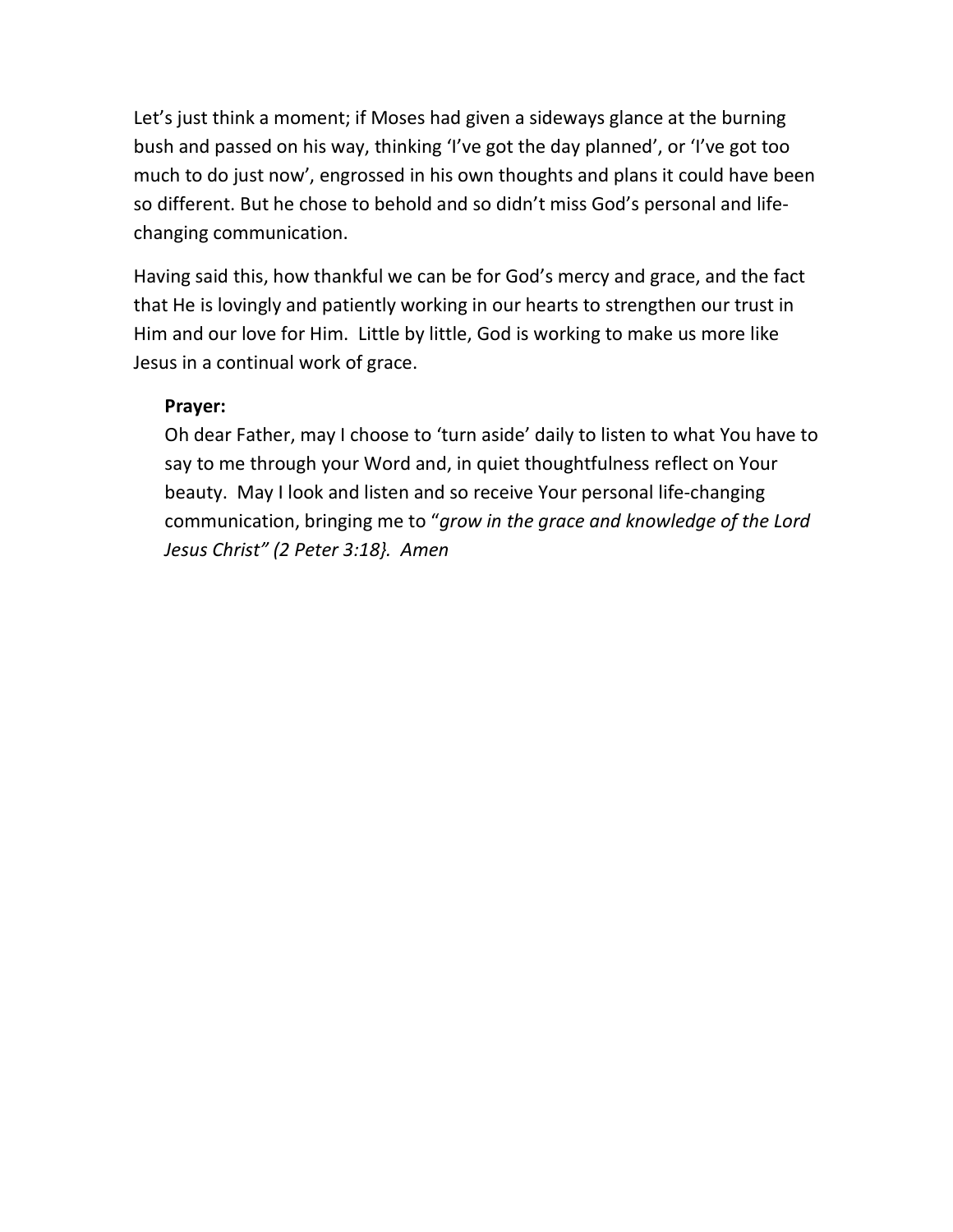Let's just think a moment; if Moses had given a sideways glance at the burning bush and passed on his way, thinking 'I've got the day planned', or 'I've got too much to do just now', engrossed in his own thoughts and plans it could have been so different. But he chose to behold and so didn't miss God's personal and life-changing communication.

Having said this, how thankful we can be for God's mercy and grace, and the fact that He is lovingly and patiently working in our hearts to strengthen our trust in Him and our love for Him. Little by little, God is working to make us more like Jesus in a continual work of grace.

**Prayer:**
Oh dear Father, may I choose to 'turn aside' daily to listen to what You have to say to me through your Word and, in quiet thoughtfulness reflect on Your beauty. May I look and listen and so receive Your personal life-changing communication, bringing me to "*grow in the grace and knowledge of the Lord Jesus Christ" (2 Peter 3:18}. Amen*